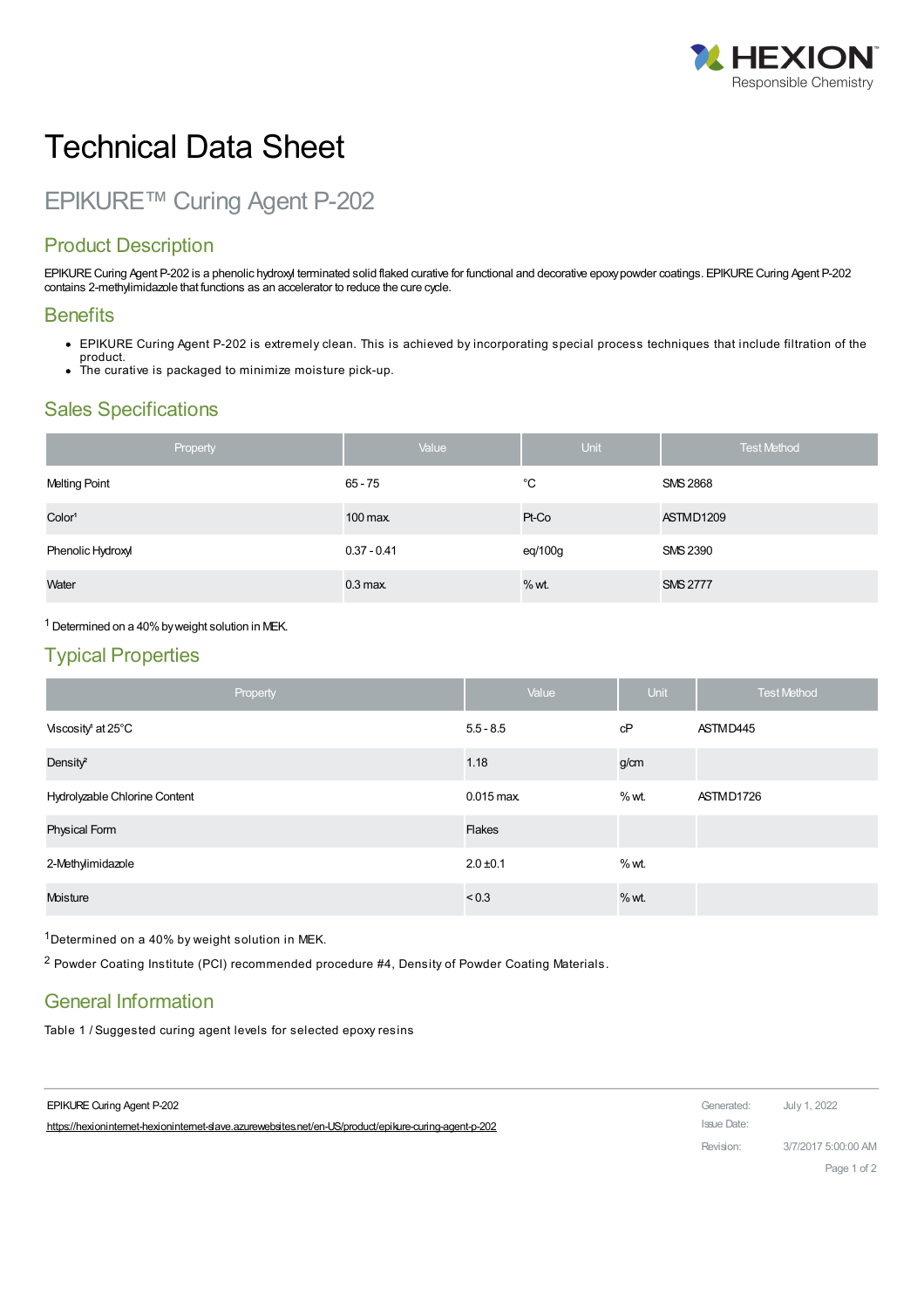# Technical Data Sheet

## EPIKURE™ Curing Agent P-202

## Product Description

EPIKURE Curing Agent P-202 is a phenolic hydroxyl terminated solid flaked curative for functional and decorative epoxy powder coatings. EPIKURE Curing Agent P-202 contains 2-methylimidazole that functions as an accelerator to reduce the cure cycle.

## Benefits

- EPIKURE Curing Agent P-202 is extremely clean. This is achieved by incorporating special process techniques that include filtration of the product.
- The curative is packaged to minimize moisture pick-up.

## Sales Specifications

| Property | Value | Unit | Test Method |
| --- | --- | --- | --- |
| Melting Point | 65 - 75 | °C | SMS 2868 |
| Color[1] | 100 max. | Pt-Co | ASTM D1209 |
| Phenolic Hydroxyl | 0.37 - 0.41 | eq/100g | SMS 2390 |
| Water | 0.3 max. | % wt. | SMS 2777 |

[1] Determined on a 40% by weight solution in MEK.

## Typical Properties

| Property | Value | Unit | Test Method |
| --- | --- | --- | --- |
| Viscosity[1] at 25°C | 5.5 - 8.5 | cP | ASTM D445 |
| Density[2] | 1.18 | g/cm | |
| Hydrolyzable Chlorine Content | 0.015 max. | % wt. | ASTM D1726 |
| Physical Form | Flakes | | |
| 2-Methylimidazole | 2.0 ±0.1 | % wt. | |
| Moisture | < 0.3 | % wt. | |

[1] Determined on a 40% by weight solution in MEK.

[2] Powder Coating Institute (PCI) recommended procedure #4, Density of Powder Coating Materials.

## General Information

Table 1 / Suggested curing agent levels for selected epoxy resins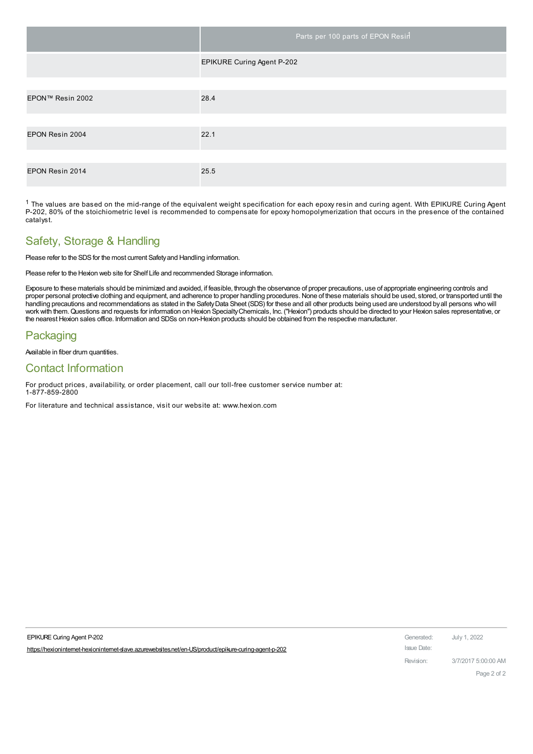| | Parts per 100 parts of EPON Resin[1] |
|---|---|
| | EPIKURE Curing Agent P-202 |
| EPON™ Resin 2002 | 28.4 |
| EPON Resin 2004 | 22.1 |
| EPON Resin 2014 | 25.5 |

[1] The values are based on the mid-range of the equivalent weight specification for each epoxy resin and curing agent. With EPIKURE Curing Agent P-202, 80% of the stoichiometric level is recommended to compensate for epoxy homopolymerization that occurs in the presence of the contained catalyst.

## Safety, Storage & Handling

Please refer to the SDS for the most current Safety and Handling information.

Please refer to the Hexion web site for Shelf Life and recommended Storage information.

Exposure to these materials should be minimized and avoided, if feasible, through the observance of proper precautions, use of appropriate engineering controls and proper personal protective clothing and equipment, and adherence to proper handling procedures. None of these materials should be used, stored, or transported until the handling precautions and recommendations as stated in the Safety Data Sheet (SDS) for these and all other products being used are understood by all persons who will work with them. Questions and requests for information on Hexion Specialty Chemicals, Inc. ("Hexion") products should be directed to your Hexion sales representative, or the nearest Hexion sales office. Information and SDSs on non-Hexion products should be obtained from the respective manufacturer.

## Packaging

Available in fiber drum quantities.

## Contact Information

For product prices, availability, or order placement, call our toll-free customer service number at:
1-877-859-2800

For literature and technical assistance, visit our website at: www.hexion.com